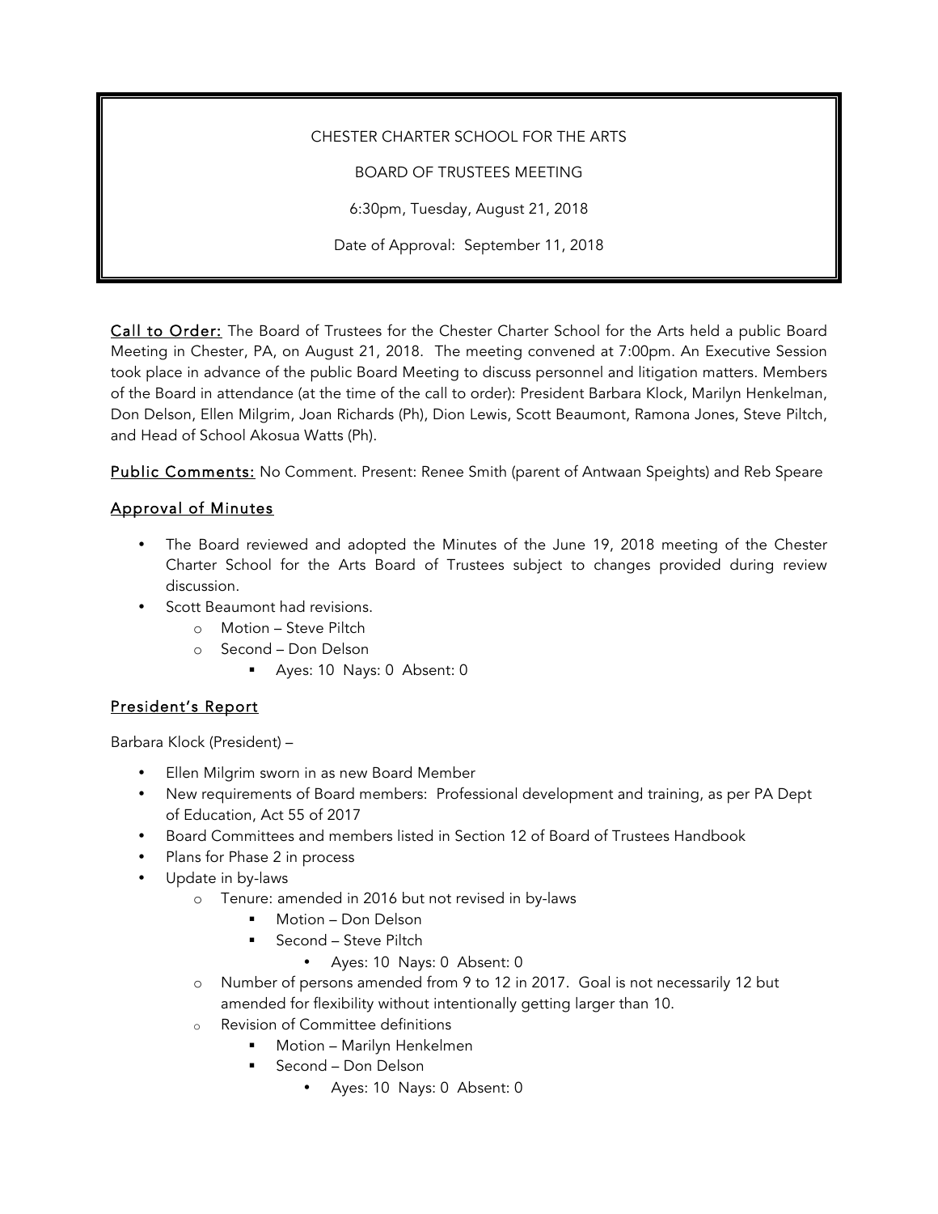CHESTER CHARTER SCHOOL FOR THE ARTS

BOARD OF TRUSTEES MEETING

6:30pm, Tuesday, August 21, 2018

Date of Approval: September 11, 2018

**Call to Order:** The Board of Trustees for the Chester Charter School for the Arts held a public Board Meeting in Chester, PA, on August 21, 2018. The meeting convened at 7:00pm. An Executive Session took place in advance of the public Board Meeting to discuss personnel and litigation matters. Members of the Board in attendance (at the time of the call to order): President Barbara Klock, Marilyn Henkelman, Don Delson, Ellen Milgrim, Joan Richards (Ph), Dion Lewis, Scott Beaumont, Ramona Jones, Steve Piltch, and Head of School Akosua Watts (Ph).

**Public Comments:** No Comment. Present: Renee Smith (parent of Antwaan Speights) and Reb Speare

## Approval of Minutes

- The Board reviewed and adopted the Minutes of the June 19, 2018 meeting of the Chester Charter School for the Arts Board of Trustees subject to changes provided during review discussion.
- Scott Beaumont had revisions.
  - Motion – Steve Piltch
  - Second – Don Delson
    - Ayes: 10 Nays: 0 Absent: 0

## President's Report

Barbara Klock (President) –

- Ellen Milgrim sworn in as new Board Member
- New requirements of Board members: Professional development and training, as per PA Dept of Education, Act 55 of 2017
- Board Committees and members listed in Section 12 of Board of Trustees Handbook
- Plans for Phase 2 in process
- Update in by-laws
  - Tenure: amended in 2016 but not revised in by-laws
    - Motion – Don Delson
    - Second – Steve Piltch
      - Ayes: 10 Nays: 0 Absent: 0
  - Number of persons amended from 9 to 12 in 2017. Goal is not necessarily 12 but amended for flexibility without intentionally getting larger than 10.
  - Revision of Committee definitions
    - Motion – Marilyn Henkelmen
    - Second – Don Delson
      - Ayes: 10 Nays: 0 Absent: 0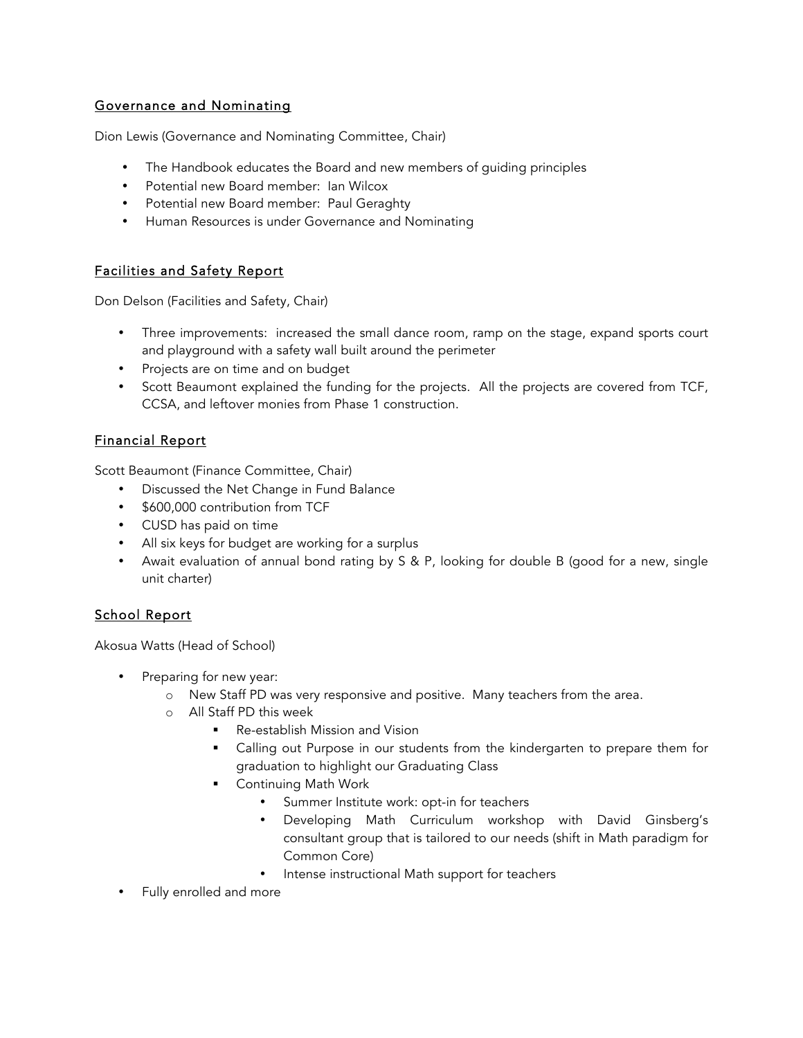## Governance and Nominating

Dion Lewis (Governance and Nominating Committee, Chair)

- The Handbook educates the Board and new members of guiding principles
- Potential new Board member: Ian Wilcox
- Potential new Board member: Paul Geraghty
- Human Resources is under Governance and Nominating

## Facilities and Safety Report

Don Delson (Facilities and Safety, Chair)

- Three improvements: increased the small dance room, ramp on the stage, expand sports court and playground with a safety wall built around the perimeter
- Projects are on time and on budget
- Scott Beaumont explained the funding for the projects. All the projects are covered from TCF, CCSA, and leftover monies from Phase 1 construction.

## Financial Report

Scott Beaumont (Finance Committee, Chair)

- Discussed the Net Change in Fund Balance
- $600,000 contribution from TCF
- CUSD has paid on time
- All six keys for budget are working for a surplus
- Await evaluation of annual bond rating by S & P, looking for double B (good for a new, single unit charter)

## School Report

Akosua Watts (Head of School)

- Preparing for new year:
  - New Staff PD was very responsive and positive. Many teachers from the area.
  - All Staff PD this week
    - Re-establish Mission and Vision
    - Calling out Purpose in our students from the kindergarten to prepare them for graduation to highlight our Graduating Class
    - Continuing Math Work
      - Summer Institute work: opt-in for teachers
      - Developing Math Curriculum workshop with David Ginsberg's consultant group that is tailored to our needs (shift in Math paradigm for Common Core)
      - Intense instructional Math support for teachers
- Fully enrolled and more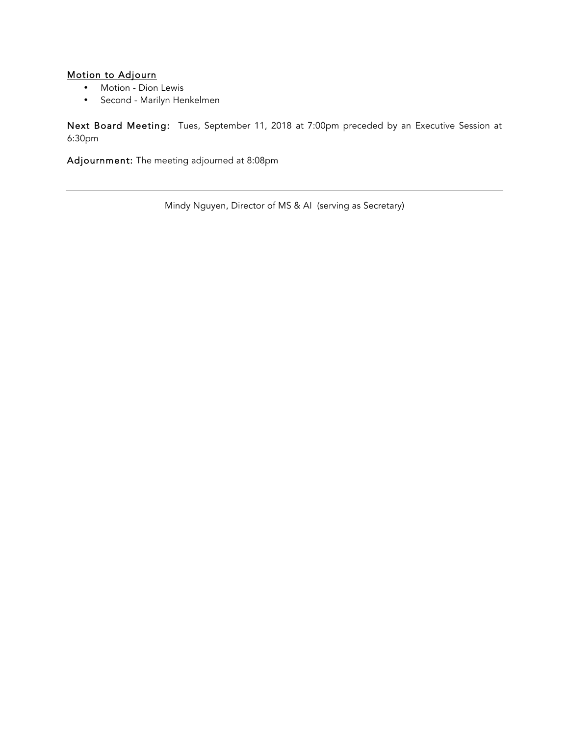<u>Motion to Adjourn</u>

- Motion - Dion Lewis
- Second - Marilyn Henkelmen

**Next Board Meeting:** Tues, September 11, 2018 at 7:00pm preceded by an Executive Session at 6:30pm

**Adjournment:** The meeting adjourned at 8:08pm

---

Mindy Nguyen, Director of MS & AI (serving as Secretary)